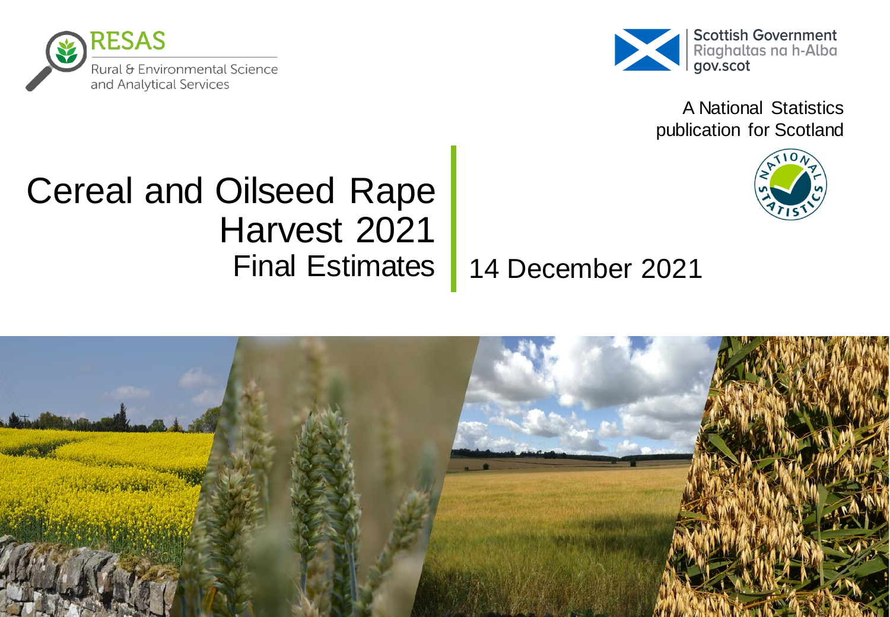RESAS

Rural & Environmental Science and Analytical Services

Scottish Government
Riaghaltas na h-Alba
gov.scot

A National Statistics publication for Scotland

# Cereal and Oilseed Rape Harvest 2021

## Final Estimates

14 December 2021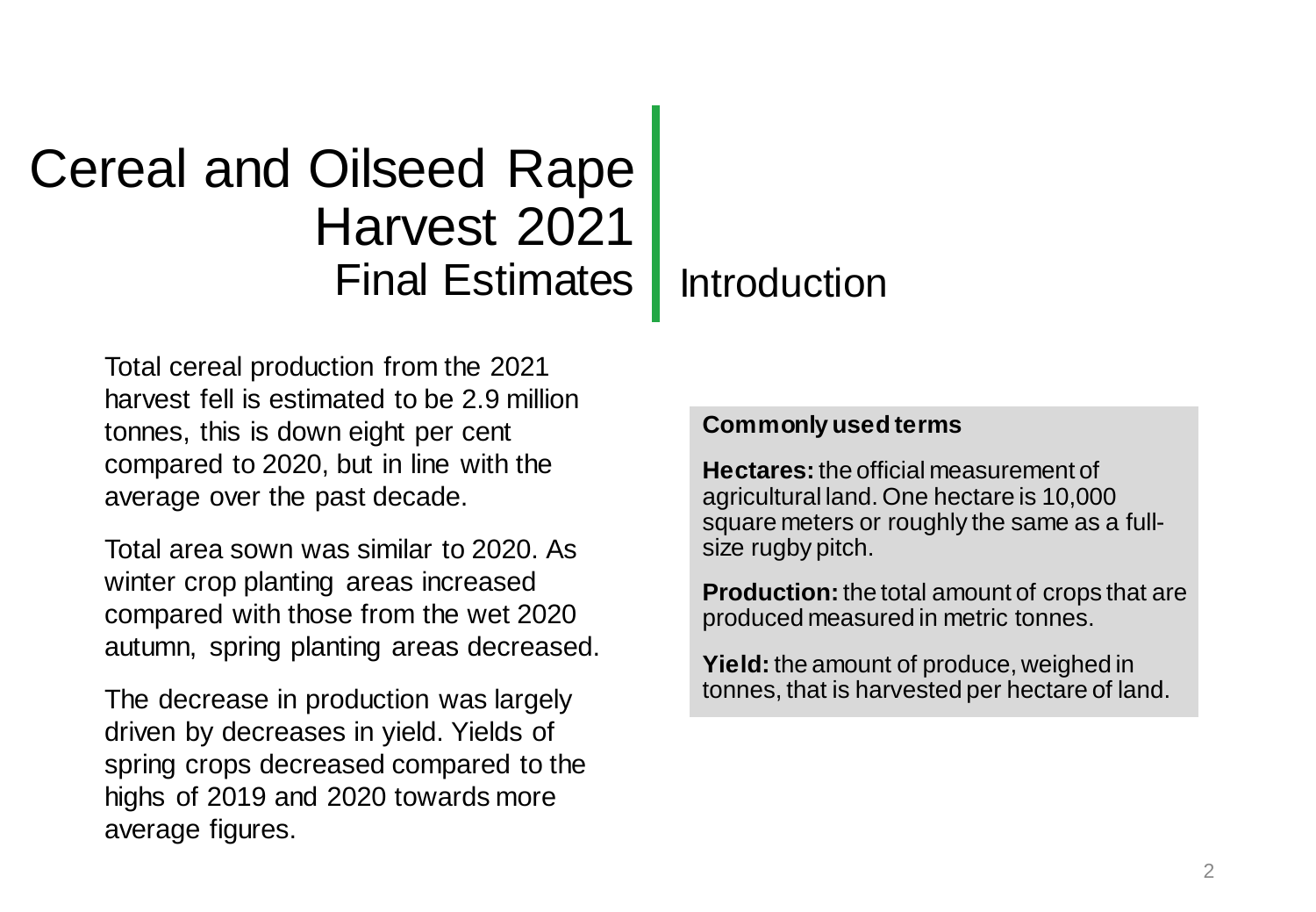# Cereal and Oilseed Rape Harvest 2021

## Final Estimates

## Introduction

Total cereal production from the 2021 harvest fell is estimated to be 2.9 million tonnes, this is down eight per cent compared to 2020, but in line with the average over the past decade.

Total area sown was similar to 2020. As winter crop planting areas increased compared with those from the wet 2020 autumn, spring planting areas decreased.

The decrease in production was largely driven by decreases in yield. Yields of spring crops decreased compared to the highs of 2019 and 2020 towards more average figures.

**Commonly used terms**

**Hectares:** the official measurement of agricultural land. One hectare is 10,000 square meters or roughly the same as a full-size rugby pitch.

**Production:** the total amount of crops that are produced measured in metric tonnes.

**Yield:** the amount of produce, weighed in tonnes, that is harvested per hectare of land.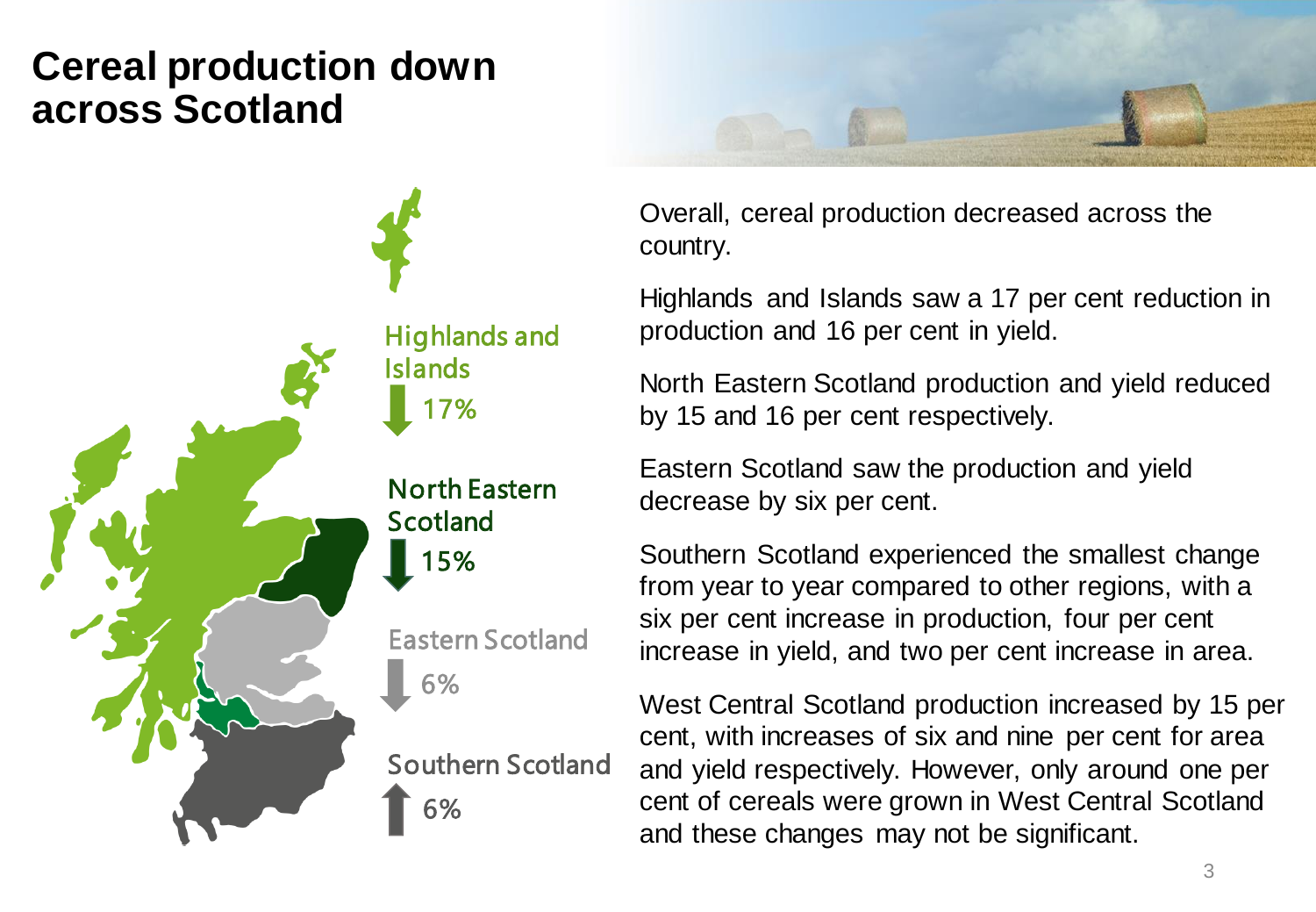# Cereal production down across Scotland

Highlands and Islands
↓ 17%

North Eastern Scotland
↓ 15%

Eastern Scotland
↓ 6%

Southern Scotland
↑ 6%

Overall, cereal production decreased across the country.

Highlands and Islands saw a 17 per cent reduction in production and 16 per cent in yield.

North Eastern Scotland production and yield reduced by 15 and 16 per cent respectively.

Eastern Scotland saw the production and yield decrease by six per cent.

Southern Scotland experienced the smallest change from year to year compared to other regions, with a six per cent increase in production, four per cent increase in yield, and two per cent increase in area.

West Central Scotland production increased by 15 per cent, with increases of six and nine per cent for area and yield respectively. However, only around one per cent of cereals were grown in West Central Scotland and these changes may not be significant.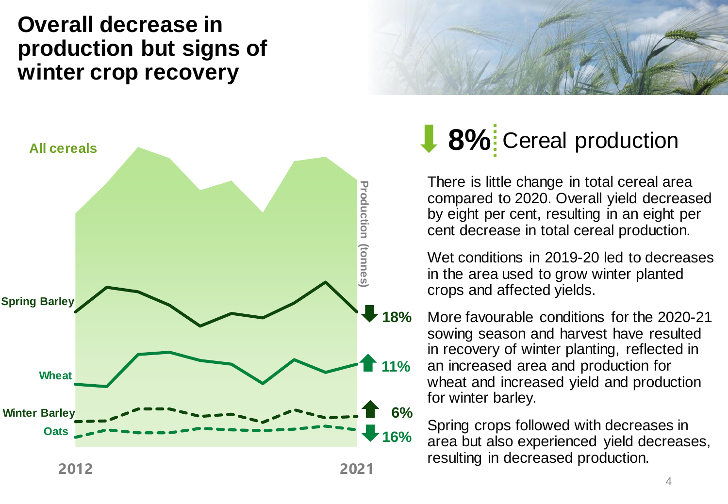# Overall decrease in production but signs of winter crop recovery

All cereals

Production (tonnes)

Spring Barley ↓ 18%

Wheat ↑ 11%

Winter Barley ↑ 6%

Oats ↓ 16%

2012 — 2021

## ↓ 8% Cereal production

There is little change in total cereal area compared to 2020. Overall yield decreased by eight per cent, resulting in an eight per cent decrease in total cereal production.

Wet conditions in 2019-20 led to decreases in the area used to grow winter planted crops and affected yields.

More favourable conditions for the 2020-21 sowing season and harvest have resulted in recovery of winter planting, reflected in an increased area and production for wheat and increased yield and production for winter barley.

Spring crops followed with decreases in area but also experienced yield decreases, resulting in decreased production.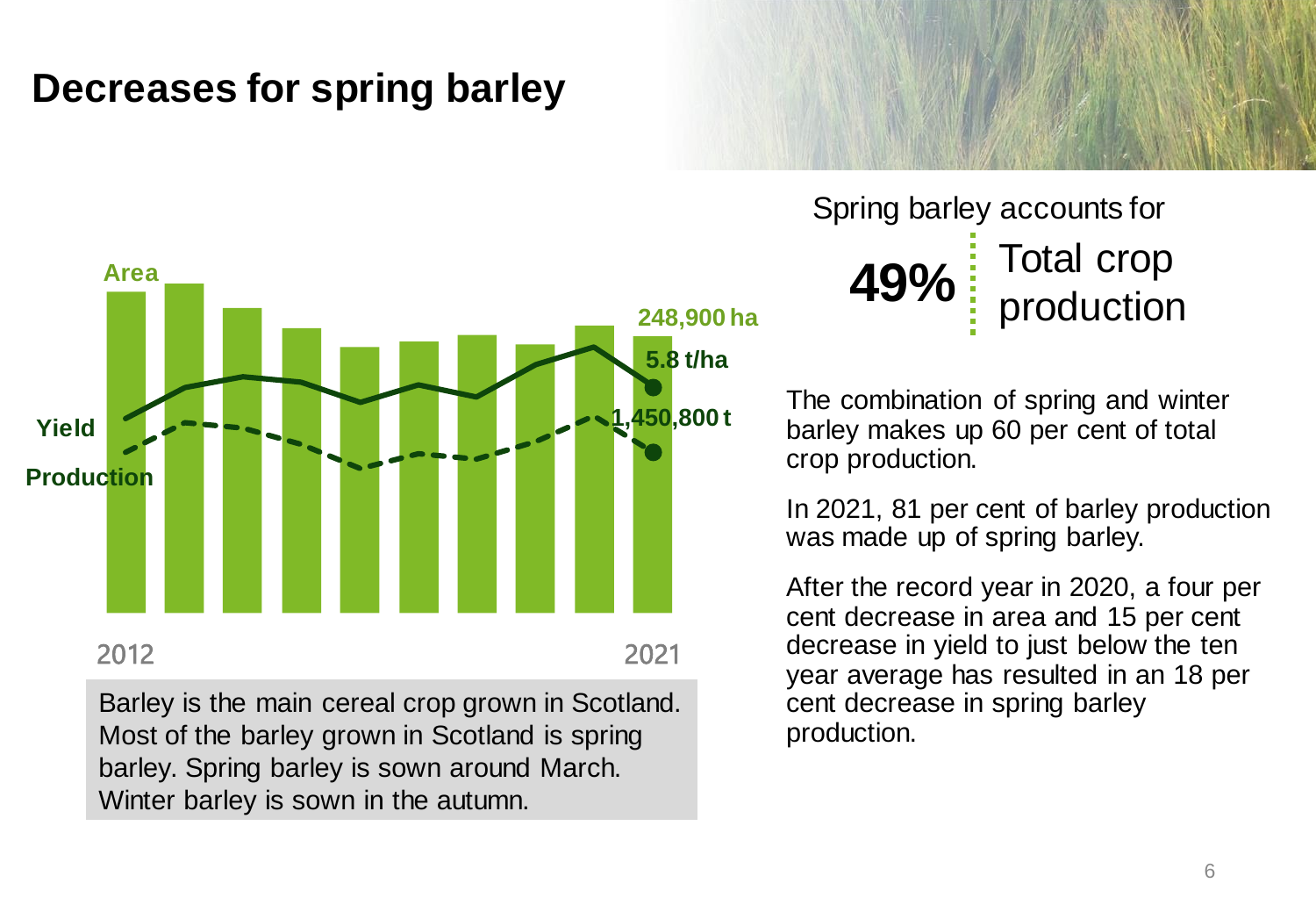# Decreases for spring barley

Area

248,900 ha

5.8 t/ha

Yield

1,450,800 t

Production

2012 2021

Barley is the main cereal crop grown in Scotland. Most of the barley grown in Scotland is spring barley. Spring barley is sown around March. Winter barley is sown in the autumn.

Spring barley accounts for

**49%** Total crop production

The combination of spring and winter barley makes up 60 per cent of total crop production.

In 2021, 81 per cent of barley production was made up of spring barley.

After the record year in 2020, a four per cent decrease in area and 15 per cent decrease in yield to just below the ten year average has resulted in an 18 per cent decrease in spring barley production.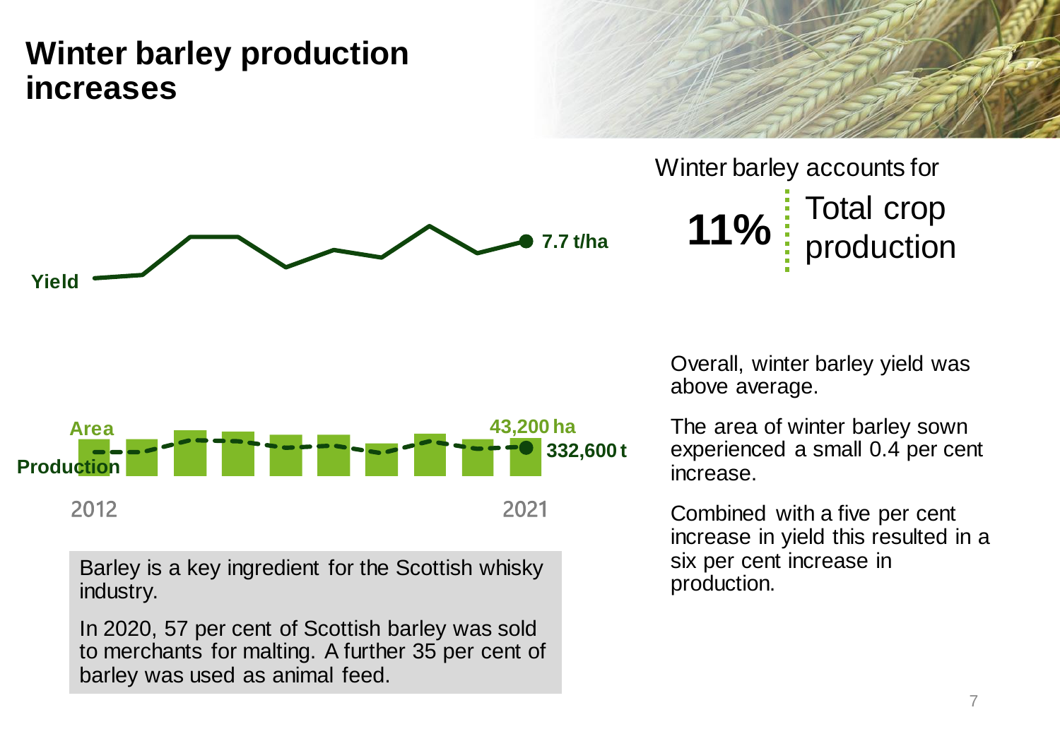# Winter barley production increases

Yield — 7.7 t/ha

Area — 43,200 ha

Production — 332,600 t

2012 — 2021

Barley is a key ingredient for the Scottish whisky industry.

In 2020, 57 per cent of Scottish barley was sold to merchants for malting. A further 35 per cent of barley was used as animal feed.

Winter barley accounts for

**11%** Total crop production

Overall, winter barley yield was above average.

The area of winter barley sown experienced a small 0.4 per cent increase.

Combined with a five per cent increase in yield this resulted in a six per cent increase in production.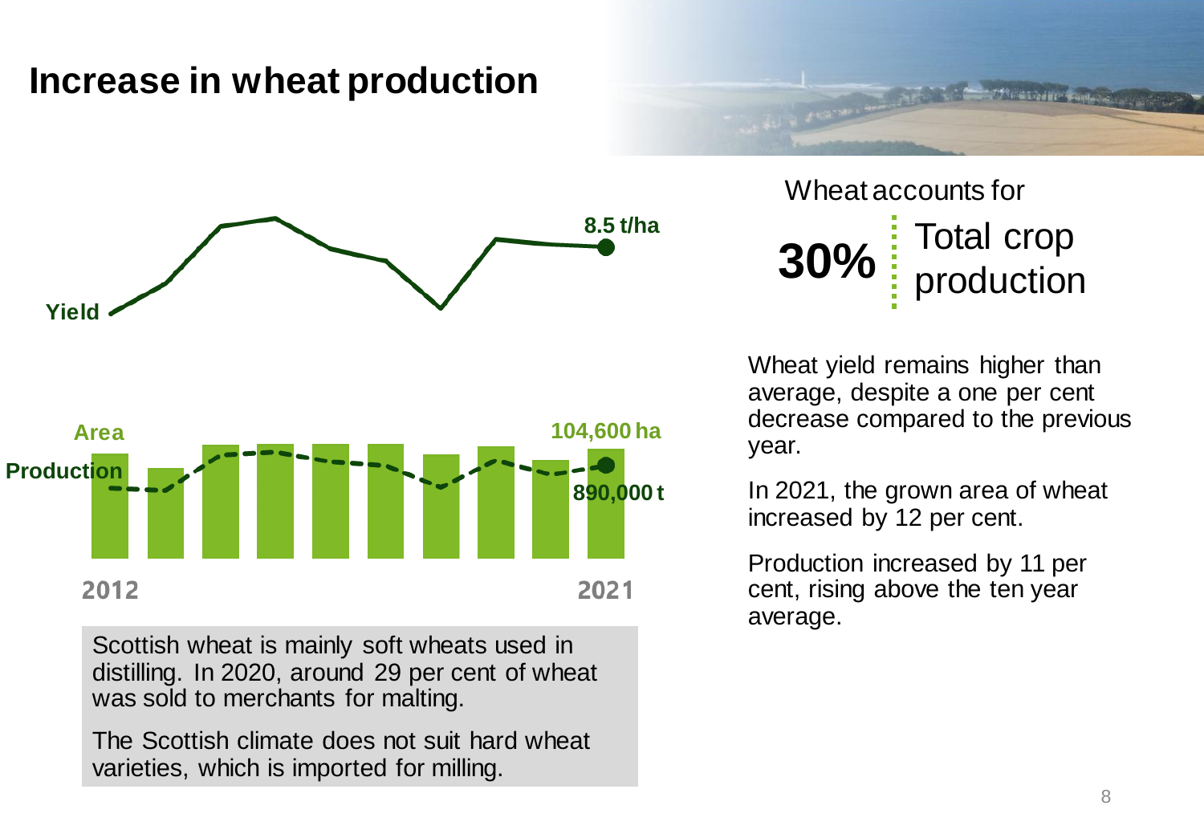# Increase in wheat production

Yield

8.5 t/ha

Area

104,600 ha

Production

890,000 t

2012

2021

Scottish wheat is mainly soft wheats used in distilling. In 2020, around 29 per cent of wheat was sold to merchants for malting.

The Scottish climate does not suit hard wheat varieties, which is imported for milling.

Wheat accounts for

**30%** Total crop production

Wheat yield remains higher than average, despite a one per cent decrease compared to the previous year.

In 2021, the grown area of wheat increased by 12 per cent.

Production increased by 11 per cent, rising above the ten year average.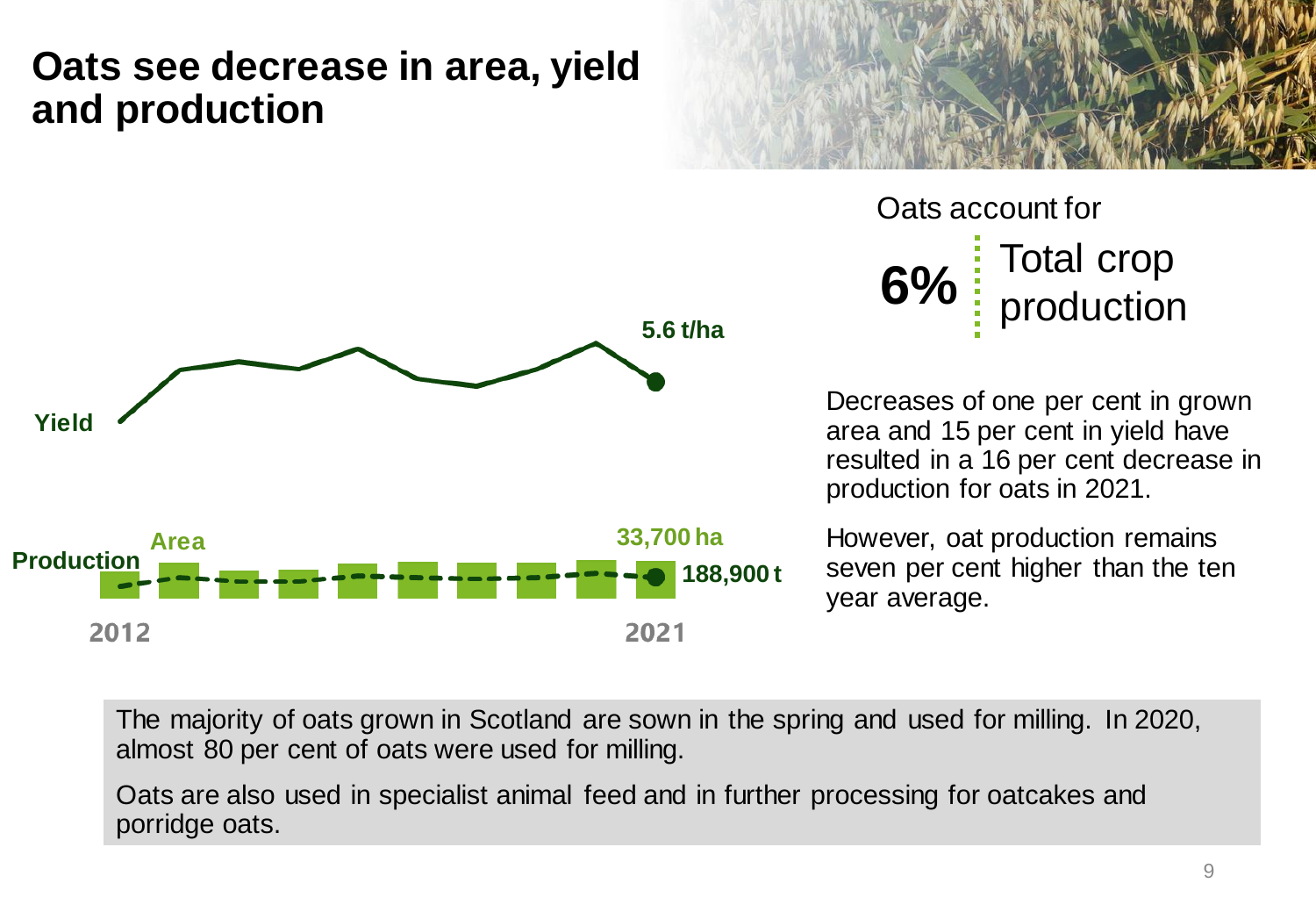# Oats see decrease in area, yield and production

Yield

5.6 t/ha

Production

Area

33,700 ha

188,900 t

2012

2021

Oats account for

**6%** Total crop production

Decreases of one per cent in grown area and 15 per cent in yield have resulted in a 16 per cent decrease in production for oats in 2021.

However, oat production remains seven per cent higher than the ten year average.

The majority of oats grown in Scotland are sown in the spring and used for milling. In 2020, almost 80 per cent of oats were used for milling.

Oats are also used in specialist animal feed and in further processing for oatcakes and porridge oats.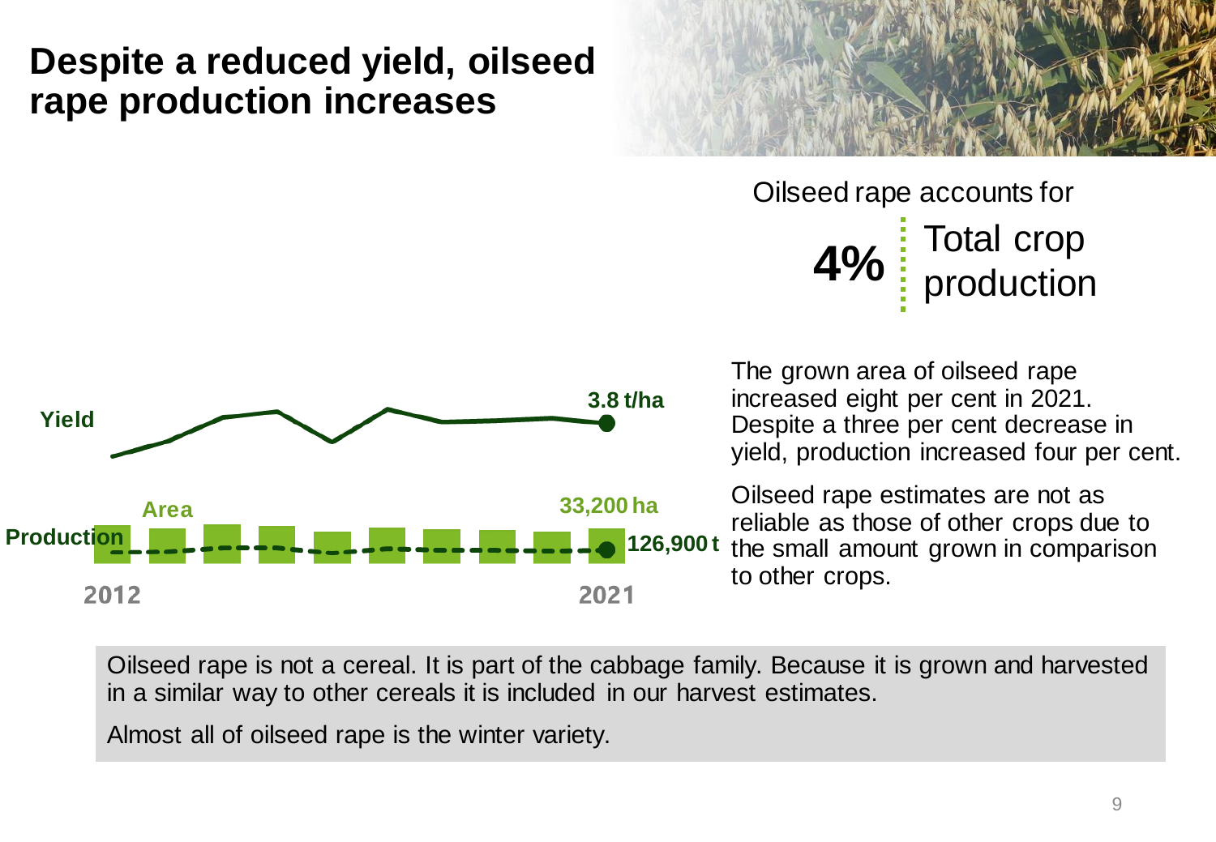# Despite a reduced yield, oilseed rape production increases

Oilseed rape accounts for

**4%** Total crop production

Yield — 3.8 t/ha

Area — 33,200 ha

Production — 126,900 t

2012 — 2021

The grown area of oilseed rape increased eight per cent in 2021. Despite a three per cent decrease in yield, production increased four per cent.

Oilseed rape estimates are not as reliable as those of other crops due to the small amount grown in comparison to other crops.

Oilseed rape is not a cereal. It is part of the cabbage family. Because it is grown and harvested in a similar way to other cereals it is included in our harvest estimates.

Almost all of oilseed rape is the winter variety.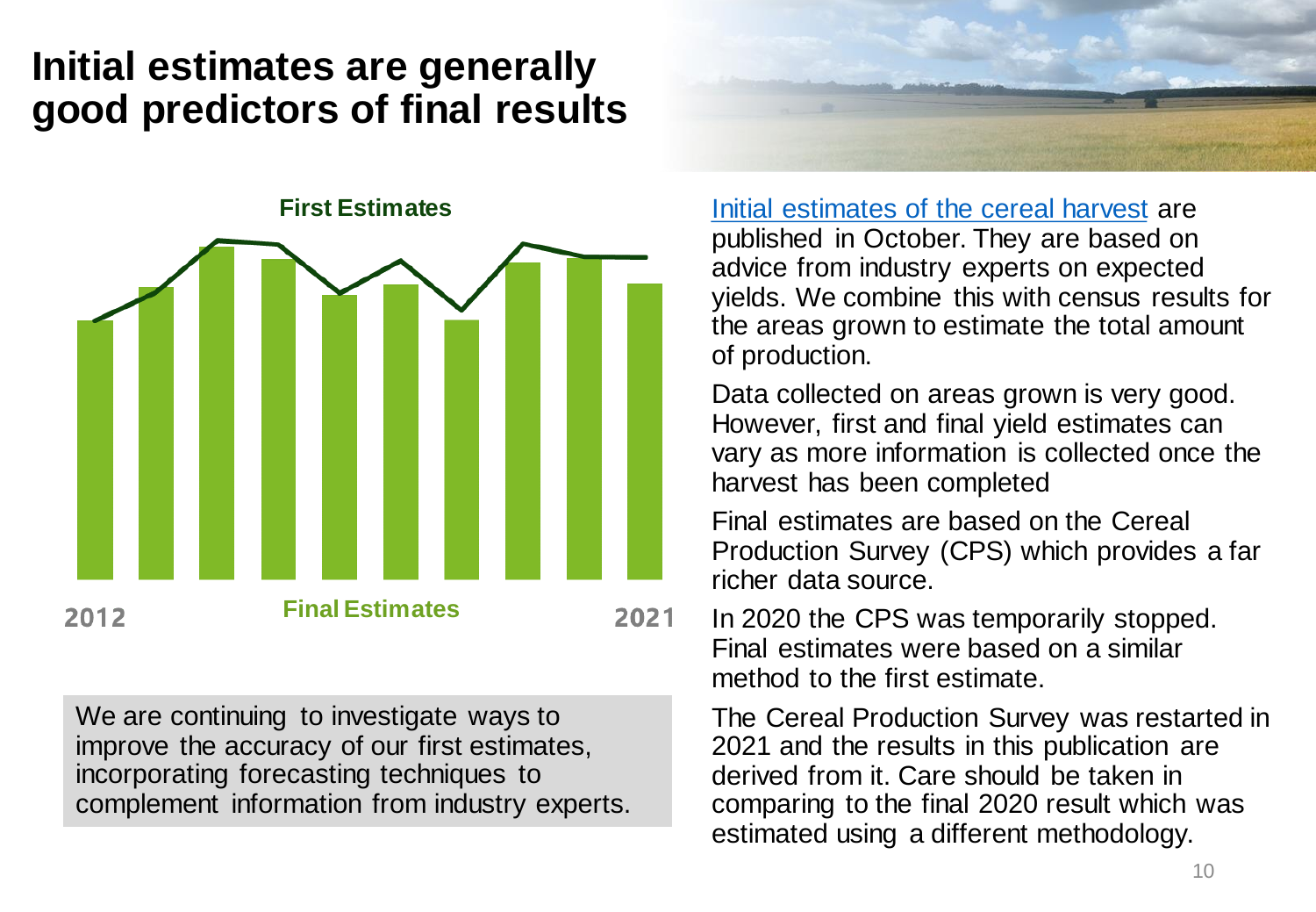# Initial estimates are generally good predictors of final results

First Estimates

2012 — Final Estimates — 2021

We are continuing to investigate ways to improve the accuracy of our first estimates, incorporating forecasting techniques to complement information from industry experts.

Initial estimates of the cereal harvest are published in October. They are based on advice from industry experts on expected yields. We combine this with census results for the areas grown to estimate the total amount of production.

Data collected on areas grown is very good. However, first and final yield estimates can vary as more information is collected once the harvest has been completed

Final estimates are based on the Cereal Production Survey (CPS) which provides a far richer data source.

In 2020 the CPS was temporarily stopped. Final estimates were based on a similar method to the first estimate.

The Cereal Production Survey was restarted in 2021 and the results in this publication are derived from it. Care should be taken in comparing to the final 2020 result which was estimated using a different methodology.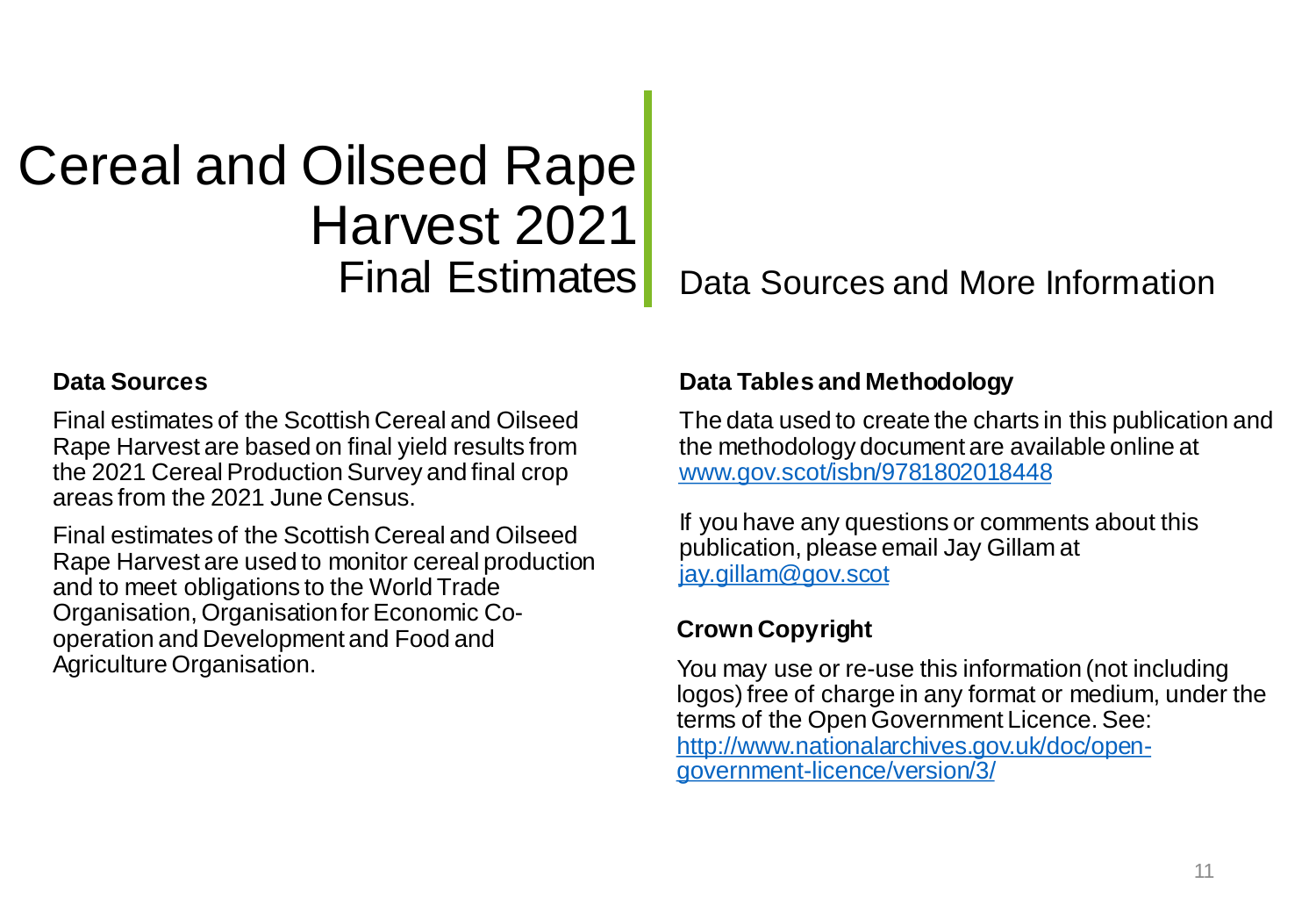# Cereal and Oilseed Rape Harvest 2021 Final Estimates

## Data Sources and More Information

### Data Sources

Final estimates of the Scottish Cereal and Oilseed Rape Harvest are based on final yield results from the 2021 Cereal Production Survey and final crop areas from the 2021 June Census.

Final estimates of the Scottish Cereal and Oilseed Rape Harvest are used to monitor cereal production and to meet obligations to the World Trade Organisation, Organisation for Economic Co-operation and Development and Food and Agriculture Organisation.

### Data Tables and Methodology

The data used to create the charts in this publication and the methodology document are available online at [www.gov.scot/isbn/9781802018448](www.gov.scot/isbn/9781802018448)

If you have any questions or comments about this publication, please email Jay Gillam at [jay.gillam@gov.scot](mailto:jay.gillam@gov.scot)

### Crown Copyright

You may use or re-use this information (not including logos) free of charge in any format or medium, under the terms of the Open Government Licence. See: [http://www.nationalarchives.gov.uk/doc/open-government-licence/version/3/](http://www.nationalarchives.gov.uk/doc/open-government-licence/version/3/)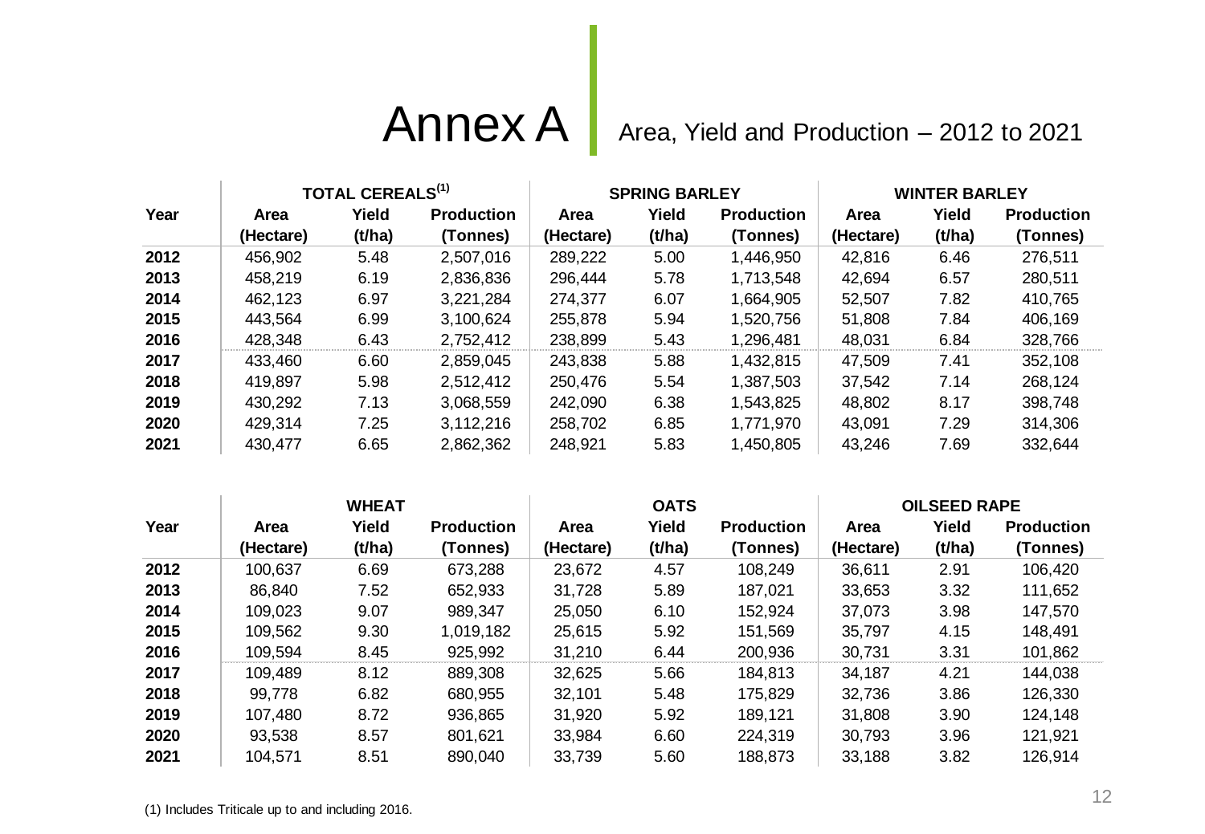# Annex A

## Area, Yield and Production – 2012 to 2021

| Year | TOTAL CEREALS[1] | | | SPRING BARLEY | | | WINTER BARLEY | | |
|---|---|---|---|---|---|---|---|---|---|
| | Area (Hectare) | Yield (t/ha) | Production (Tonnes) | Area (Hectare) | Yield (t/ha) | Production (Tonnes) | Area (Hectare) | Yield (t/ha) | Production (Tonnes) |
| **2012** | 456,902 | 5.48 | 2,507,016 | 289,222 | 5.00 | 1,446,950 | 42,816 | 6.46 | 276,511 |
| **2013** | 458,219 | 6.19 | 2,836,836 | 296,444 | 5.78 | 1,713,548 | 42,694 | 6.57 | 280,511 |
| **2014** | 462,123 | 6.97 | 3,221,284 | 274,377 | 6.07 | 1,664,905 | 52,507 | 7.82 | 410,765 |
| **2015** | 443,564 | 6.99 | 3,100,624 | 255,878 | 5.94 | 1,520,756 | 51,808 | 7.84 | 406,169 |
| **2016** | 428,348 | 6.43 | 2,752,412 | 238,899 | 5.43 | 1,296,481 | 48,031 | 6.84 | 328,766 |
| **2017** | 433,460 | 6.60 | 2,859,045 | 243,838 | 5.88 | 1,432,815 | 47,509 | 7.41 | 352,108 |
| **2018** | 419,897 | 5.98 | 2,512,412 | 250,476 | 5.54 | 1,387,503 | 37,542 | 7.14 | 268,124 |
| **2019** | 430,292 | 7.13 | 3,068,559 | 242,090 | 6.38 | 1,543,825 | 48,802 | 8.17 | 398,748 |
| **2020** | 429,314 | 7.25 | 3,112,216 | 258,702 | 6.85 | 1,771,970 | 43,091 | 7.29 | 314,306 |
| **2021** | 430,477 | 6.65 | 2,862,362 | 248,921 | 5.83 | 1,450,805 | 43,246 | 7.69 | 332,644 |

| Year | WHEAT | | | OATS | | | OILSEED RAPE | | |
|---|---|---|---|---|---|---|---|---|---|
| | Area (Hectare) | Yield (t/ha) | Production (Tonnes) | Area (Hectare) | Yield (t/ha) | Production (Tonnes) | Area (Hectare) | Yield (t/ha) | Production (Tonnes) |
| **2012** | 100,637 | 6.69 | 673,288 | 23,672 | 4.57 | 108,249 | 36,611 | 2.91 | 106,420 |
| **2013** | 86,840 | 7.52 | 652,933 | 31,728 | 5.89 | 187,021 | 33,653 | 3.32 | 111,652 |
| **2014** | 109,023 | 9.07 | 989,347 | 25,050 | 6.10 | 152,924 | 37,073 | 3.98 | 147,570 |
| **2015** | 109,562 | 9.30 | 1,019,182 | 25,615 | 5.92 | 151,569 | 35,797 | 4.15 | 148,491 |
| **2016** | 109,594 | 8.45 | 925,992 | 31,210 | 6.44 | 200,936 | 30,731 | 3.31 | 101,862 |
| **2017** | 109,489 | 8.12 | 889,308 | 32,625 | 5.66 | 184,813 | 34,187 | 4.21 | 144,038 |
| **2018** | 99,778 | 6.82 | 680,955 | 32,101 | 5.48 | 175,829 | 32,736 | 3.86 | 126,330 |
| **2019** | 107,480 | 8.72 | 936,865 | 31,920 | 5.92 | 189,121 | 31,808 | 3.90 | 124,148 |
| **2020** | 93,538 | 8.57 | 801,621 | 33,984 | 6.60 | 224,319 | 30,793 | 3.96 | 121,921 |
| **2021** | 104,571 | 8.51 | 890,040 | 33,739 | 5.60 | 188,873 | 33,188 | 3.82 | 126,914 |

(1) Includes Triticale up to and including 2016.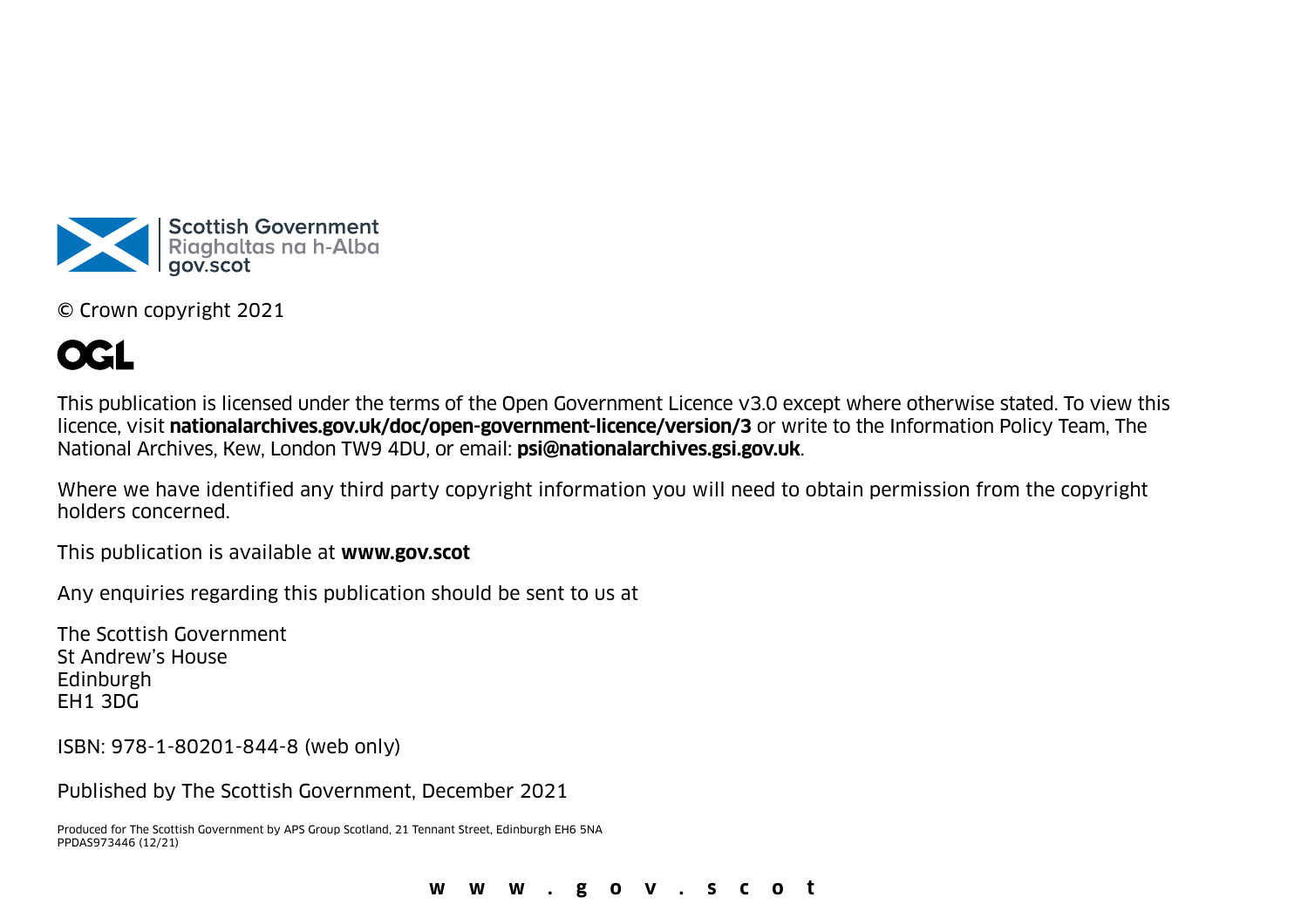Scottish Government
Riaghaltas na h-Alba
gov.scot

© Crown copyright 2021

OGL

This publication is licensed under the terms of the Open Government Licence v3.0 except where otherwise stated. To view this licence, visit **nationalarchives.gov.uk/doc/open-government-licence/version/3** or write to the Information Policy Team, The National Archives, Kew, London TW9 4DU, or email: **psi@nationalarchives.gsi.gov.uk**.

Where we have identified any third party copyright information you will need to obtain permission from the copyright holders concerned.

This publication is available at **www.gov.scot**

Any enquiries regarding this publication should be sent to us at

The Scottish Government
St Andrew's House
Edinburgh
EH1 3DG

ISBN: 978-1-80201-844-8 (web only)

Published by The Scottish Government, December 2021

Produced for The Scottish Government by APS Group Scotland, 21 Tennant Street, Edinburgh EH6 5NA
PPDAS973446 (12/21)

**w w w . g o v . s c o t**